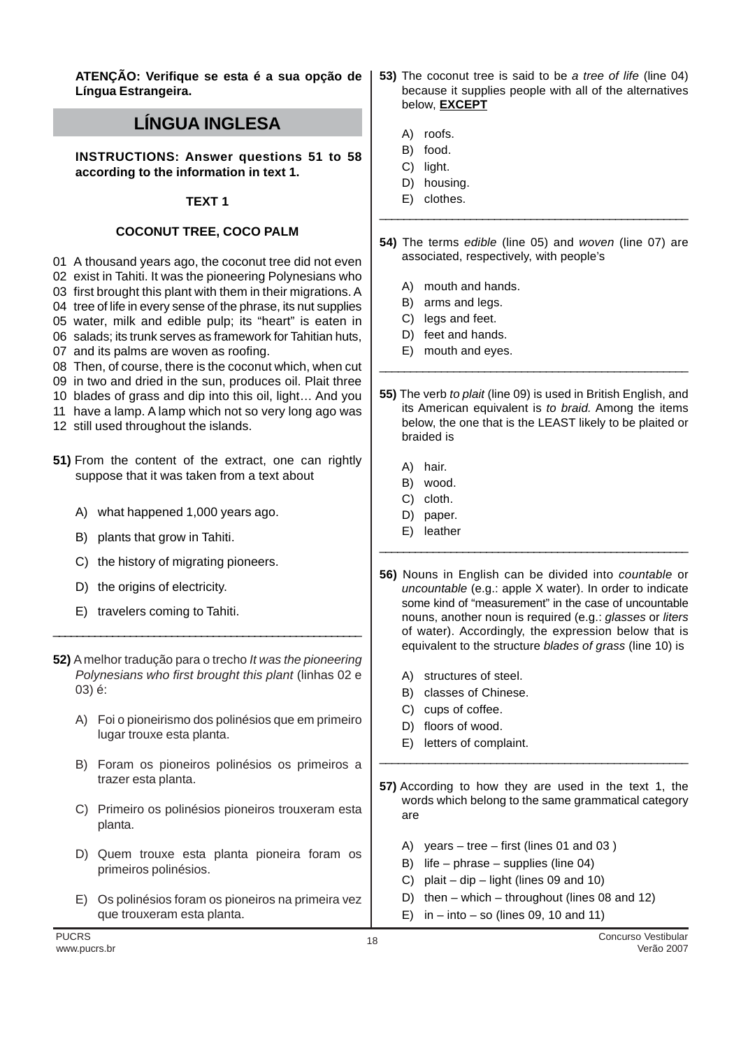**ATENÇÃO: Verifique se esta é a sua opção de Língua Estrangeira.**

## LÍNGUA INGLESA

**INSTRUCTIONS: Answer questions 51 to 58 according to the information in text 1.**

### TEXT 1

### COCONUT TREE, COCO PALM

01 A thousand years ago, the coconut tree did not even
02 exist in Tahiti. It was the pioneering Polynesians who
03 first brought this plant with them in their migrations. A
04 tree of life in every sense of the phrase, its nut supplies
05 water, milk and edible pulp; its "heart" is eaten in
06 salads; its trunk serves as framework for Tahitian huts,
07 and its palms are woven as roofing.
08 Then, of course, there is the coconut which, when cut
09 in two and dried in the sun, produces oil. Plait three
10 blades of grass and dip into this oil, light… And you
11 have a lamp. A lamp which not so very long ago was
12 still used throughout the islands.

**51)** From the content of the extract, one can rightly suppose that it was taken from a text about

A) what happened 1,000 years ago.
B) plants that grow in Tahiti.
C) the history of migrating pioneers.
D) the origins of electricity.
E) travelers coming to Tahiti.

---

**52)** A melhor tradução para o trecho *It was the pioneering Polynesians who first brought this plant* (linhas 02 e 03) é:

A) Foi o pioneirismo dos polinésios que em primeiro lugar trouxe esta planta.
B) Foram os pioneiros polinésios os primeiros a trazer esta planta.
C) Primeiro os polinésios pioneiros trouxeram esta planta.
D) Quem trouxe esta planta pioneira foram os primeiros polinésios.
E) Os polinésios foram os pioneiros na primeira vez que trouxeram esta planta.

**53)** The coconut tree is said to be *a tree of life* (line 04) because it supplies people with all of the alternatives below, **EXCEPT**

A) roofs.
B) food.
C) light.
D) housing.
E) clothes.

---

**54)** The terms *edible* (line 05) and *woven* (line 07) are associated, respectively, with people's

A) mouth and hands.
B) arms and legs.
C) legs and feet.
D) feet and hands.
E) mouth and eyes.

---

**55)** The verb *to plait* (line 09) is used in British English, and its American equivalent is *to braid.* Among the items below, the one that is the LEAST likely to be plaited or braided is

A) hair.
B) wood.
C) cloth.
D) paper.
E) leather

---

**56)** Nouns in English can be divided into *countable* or *uncountable* (e.g.: apple X water). In order to indicate some kind of "measurement" in the case of uncountable nouns, another noun is required (e.g.: *glasses* or *liters* of water). Accordingly, the expression below that is equivalent to the structure *blades of grass* (line 10) is

A) structures of steel.
B) classes of Chinese.
C) cups of coffee.
D) floors of wood.
E) letters of complaint.

---

**57)** According to how they are used in the text 1, the words which belong to the same grammatical category are

A) years – tree – first (lines 01 and 03 )
B) life – phrase – supplies (line 04)
C) plait – dip – light (lines 09 and 10)
D) then – which – throughout (lines 08 and 12)
E) in – into – so (lines 09, 10 and 11)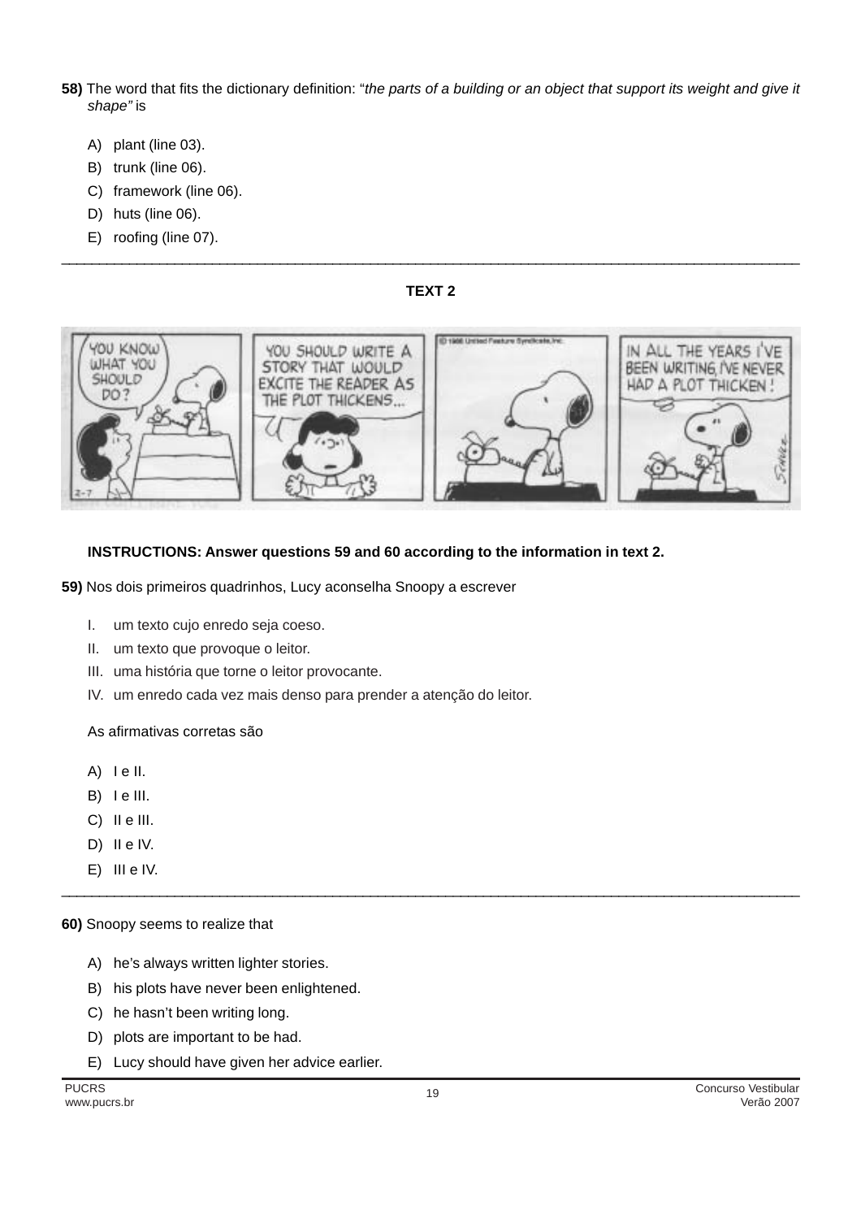**58)** The word that fits the dictionary definition: "*the parts of a building or an object that support its weight and give it shape"* is

A) plant (line 03).
B) trunk (line 06).
C) framework (line 06).
D) huts (line 06).
E) roofing (line 07).

---

**TEXT 2**

**INSTRUCTIONS: Answer questions 59 and 60 according to the information in text 2.**

**59)** Nos dois primeiros quadrinhos, Lucy aconselha Snoopy a escrever

I. um texto cujo enredo seja coeso.
II. um texto que provoque o leitor.
III. uma história que torne o leitor provocante.
IV. um enredo cada vez mais denso para prender a atenção do leitor.

As afirmativas corretas são

A) I e II.
B) I e III.
C) II e III.
D) II e IV.
E) III e IV.

---

**60)** Snoopy seems to realize that

A) he's always written lighter stories.
B) his plots have never been enlightened.
C) he hasn't been writing long.
D) plots are important to be had.
E) Lucy should have given her advice earlier.